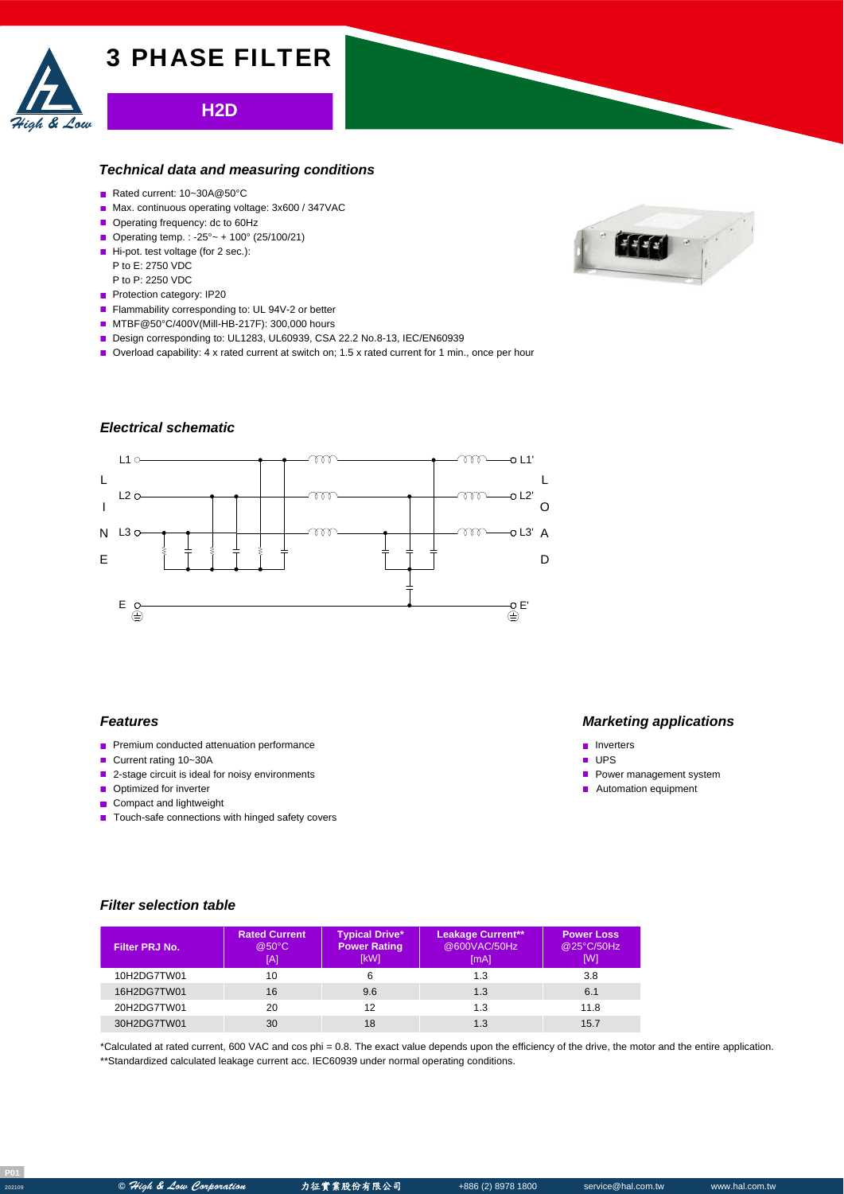# 3 PHASE FILTER

## H2D

### Technical data and measuring conditions

- Rated current: 10~30A@50°C
- Max. continuous operating voltage: 3x600 / 347VAC
- Operating frequency: dc to 60Hz
- Operating temp. : -25°~ + 100° (25/100/21)
- Hi-pot. test voltage (for 2 sec.):
  P to E: 2750 VDC
  P to P: 2250 VDC
- Protection category: IP20
- Flammability corresponding to: UL 94V-2 or better
- MTBF@50°C/400V(Mill-HB-217F): 300,000 hours
- Design corresponding to: UL1283, UL60939, CSA 22.2 No.8-13, IEC/EN60939
- Overload capability: 4 x rated current at switch on; 1.5 x rated current for 1 min., once per hour

### Electrical schematic

LINE: L1, L2, L3, E — LOAD: L1', L2', L3', E'

### Features

- Premium conducted attenuation performance
- Current rating 10~30A
- 2-stage circuit is ideal for noisy environments
- Optimized for inverter
- Compact and lightweight
- Touch-safe connections with hinged safety covers

### Marketing applications

- Inverters
- UPS
- Power management system
- Automation equipment

### Filter selection table

| Filter PRJ No. | Rated Current @50°C [A] | Typical Drive* Power Rating [kW] | Leakage Current** @600VAC/50Hz [mA] | Power Loss @25°C/50Hz [W] |
|---|---|---|---|---|
| 10H2DG7TW01 | 10 | 6 | 1.3 | 3.8 |
| 16H2DG7TW01 | 16 | 9.6 | 1.3 | 6.1 |
| 20H2DG7TW01 | 20 | 12 | 1.3 | 11.8 |
| 30H2DG7TW01 | 30 | 18 | 1.3 | 15.7 |

*Calculated at rated current, 600 VAC and cos phi = 0.8. The exact value depends upon the efficiency of the drive, the motor and the entire application.
**Standardized calculated leakage current acc. IEC60939 under normal operating conditions.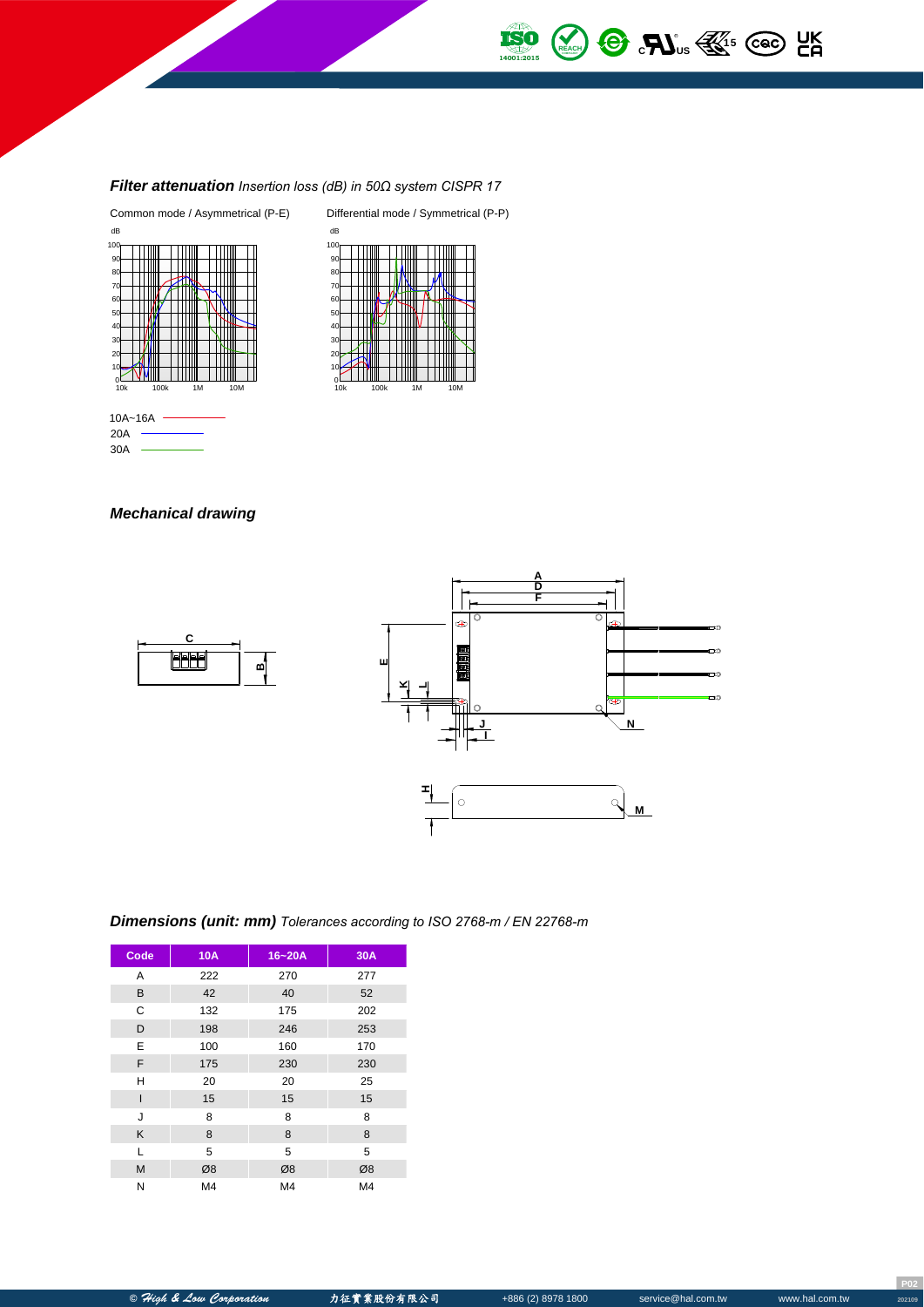## ***Filter attenuation*** *Insertion loss (dB) in 50Ω system CISPR 17*

Common mode / Asymmetrical (P-E)

dB
100
90
80
70
60
50
40
30
20
10
0
10k 100k 1M 10M

Differential mode / Symmetrical (P-P)

dB
100
90
80
70
60
50
40
30
20
10
0
10k 100k 1M 10M

10A~16A
20A
30A

## ***Mechanical drawing***

A
D
F
C
B
E
K
L
J
I
N
H
M

## ***Dimensions (unit: mm)*** *Tolerances according to ISO 2768-m / EN 22768-m*

| Code | 10A | 16~20A | 30A |
|---|---|---|---|
| A | 222 | 270 | 277 |
| B | 42 | 40 | 52 |
| C | 132 | 175 | 202 |
| D | 198 | 246 | 253 |
| E | 100 | 160 | 170 |
| F | 175 | 230 | 230 |
| H | 20 | 20 | 25 |
| I | 15 | 15 | 15 |
| J | 8 | 8 | 8 |
| K | 8 | 8 | 8 |
| L | 5 | 5 | 5 |
| M | Ø8 | Ø8 | Ø8 |
| N | M4 | M4 | M4 |